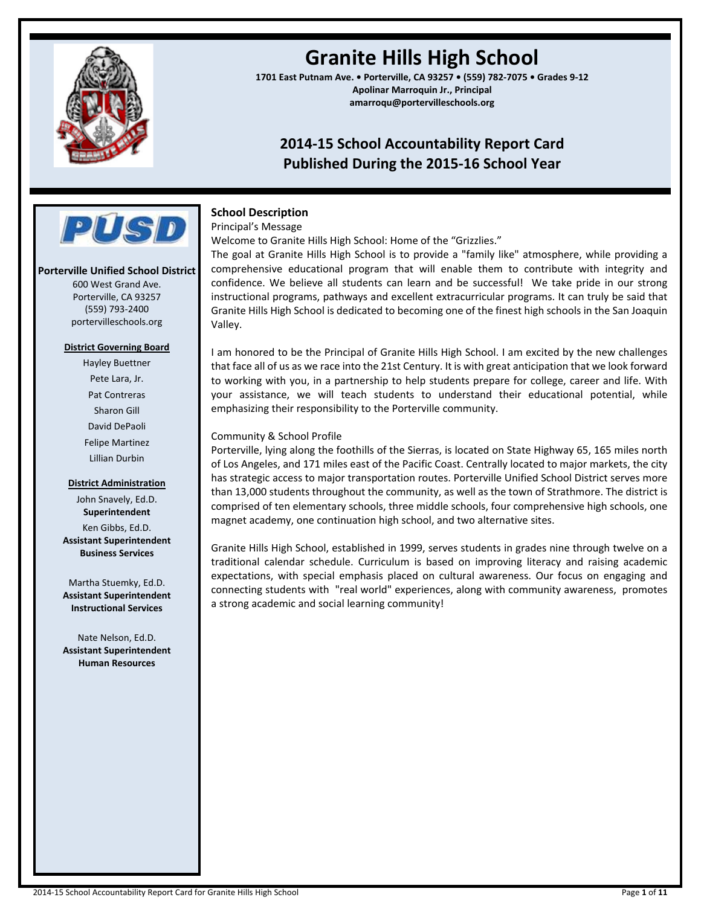# Granite Hills High School

**1701 East Putnam Ave. • Porterville, CA 93257 • (559) 782-7075 • Grades 9-12**
**Apolinar Marroquin Jr., Principal**
**amarroqu@portervilleschools.org**

## 2014-15 School Accountability Report Card
## Published During the 2015-16 School Year

**Porterville Unified School District**
600 West Grand Ave.
Porterville, CA 93257
(559) 793-2400
portervilleschools.org

**District Governing Board**

Hayley Buettner
Pete Lara, Jr.
Pat Contreras
Sharon Gill
David DePaoli
Felipe Martinez
Lillian Durbin

**District Administration**

John Snavely, Ed.D.
**Superintendent**

Ken Gibbs, Ed.D.
**Assistant Superintendent Business Services**

Martha Stuemky, Ed.D.
**Assistant Superintendent Instructional Services**

Nate Nelson, Ed.D.
**Assistant Superintendent Human Resources**

### School Description

Principal's Message

Welcome to Granite Hills High School: Home of the "Grizzlies."

The goal at Granite Hills High School is to provide a "family like" atmosphere, while providing a comprehensive educational program that will enable them to contribute with integrity and confidence. We believe all students can learn and be successful! We take pride in our strong instructional programs, pathways and excellent extracurricular programs. It can truly be said that Granite Hills High School is dedicated to becoming one of the finest high schools in the San Joaquin Valley.

I am honored to be the Principal of Granite Hills High School. I am excited by the new challenges that face all of us as we race into the 21st Century. It is with great anticipation that we look forward to working with you, in a partnership to help students prepare for college, career and life. With your assistance, we will teach students to understand their educational potential, while emphasizing their responsibility to the Porterville community.

Community & School Profile

Porterville, lying along the foothills of the Sierras, is located on State Highway 65, 165 miles north of Los Angeles, and 171 miles east of the Pacific Coast. Centrally located to major markets, the city has strategic access to major transportation routes. Porterville Unified School District serves more than 13,000 students throughout the community, as well as the town of Strathmore. The district is comprised of ten elementary schools, three middle schools, four comprehensive high schools, one magnet academy, one continuation high school, and two alternative sites.

Granite Hills High School, established in 1999, serves students in grades nine through twelve on a traditional calendar schedule. Curriculum is based on improving literacy and raising academic expectations, with special emphasis placed on cultural awareness. Our focus on engaging and connecting students with "real world" experiences, along with community awareness, promotes a strong academic and social learning community!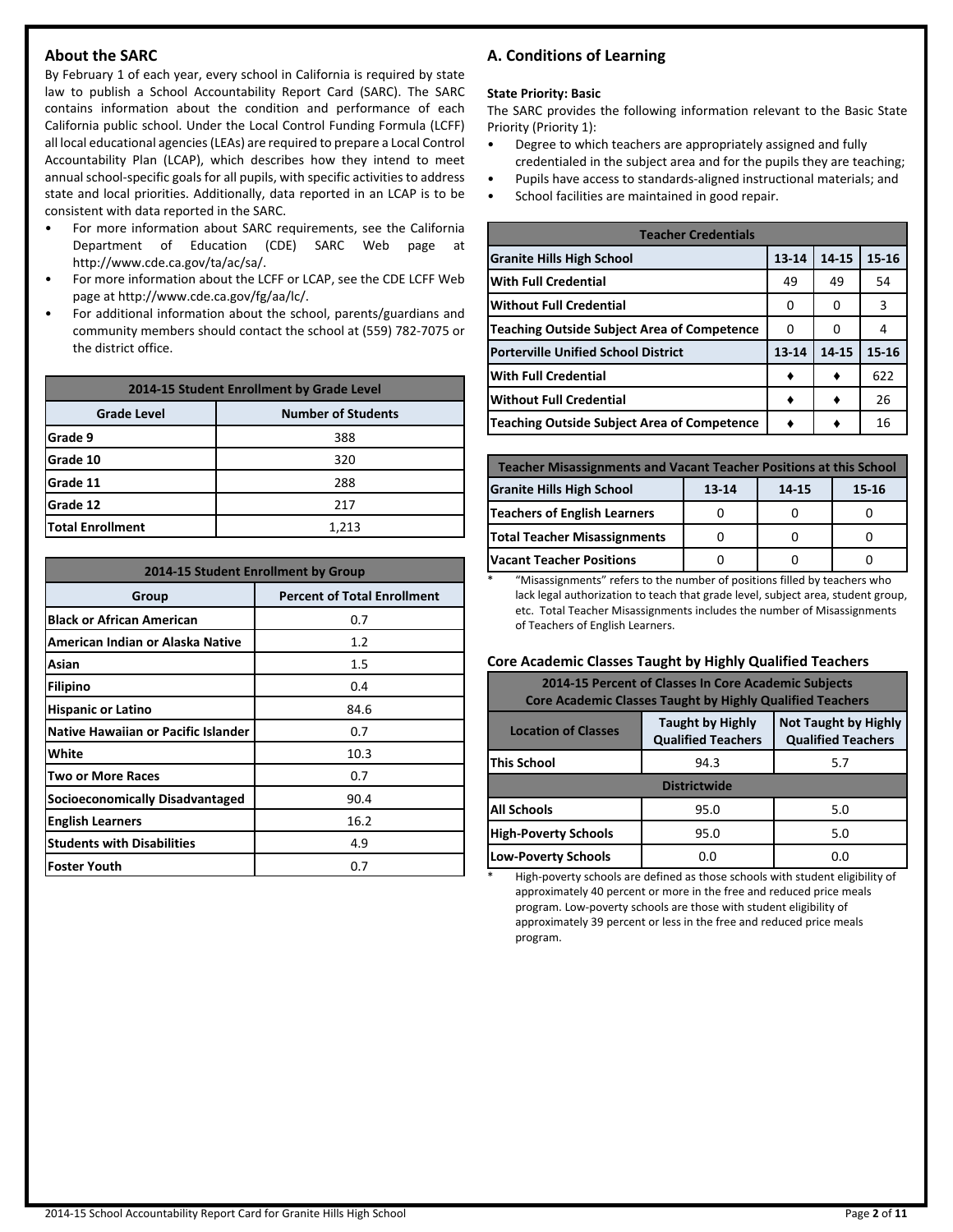## About the SARC

By February 1 of each year, every school in California is required by state law to publish a School Accountability Report Card (SARC). The SARC contains information about the condition and performance of each California public school. Under the Local Control Funding Formula (LCFF) all local educational agencies (LEAs) are required to prepare a Local Control Accountability Plan (LCAP), which describes how they intend to meet annual school-specific goals for all pupils, with specific activities to address state and local priorities. Additionally, data reported in an LCAP is to be consistent with data reported in the SARC.

- For more information about SARC requirements, see the California Department of Education (CDE) SARC Web page at http://www.cde.ca.gov/ta/ac/sa/.
- For more information about the LCFF or LCAP, see the CDE LCFF Web page at http://www.cde.ca.gov/fg/aa/lc/.
- For additional information about the school, parents/guardians and community members should contact the school at (559) 782-7075 or the district office.

| 2014-15 Student Enrollment by Grade Level | |
|---|---|
| **Grade Level** | **Number of Students** |
| Grade 9 | 388 |
| Grade 10 | 320 |
| Grade 11 | 288 |
| Grade 12 | 217 |
| Total Enrollment | 1,213 |

| 2014-15 Student Enrollment by Group | |
|---|---|
| **Group** | **Percent of Total Enrollment** |
| Black or African American | 0.7 |
| American Indian or Alaska Native | 1.2 |
| Asian | 1.5 |
| Filipino | 0.4 |
| Hispanic or Latino | 84.6 |
| Native Hawaiian or Pacific Islander | 0.7 |
| White | 10.3 |
| Two or More Races | 0.7 |
| Socioeconomically Disadvantaged | 90.4 |
| English Learners | 16.2 |
| Students with Disabilities | 4.9 |
| Foster Youth | 0.7 |

## A. Conditions of Learning

**State Priority: Basic**

The SARC provides the following information relevant to the Basic State Priority (Priority 1):

- Degree to which teachers are appropriately assigned and fully credentialed in the subject area and for the pupils they are teaching;
- Pupils have access to standards-aligned instructional materials; and
- School facilities are maintained in good repair.

| Teacher Credentials | | | |
|---|---|---|---|
| **Granite Hills High School** | **13-14** | **14-15** | **15-16** |
| With Full Credential | 49 | 49 | 54 |
| Without Full Credential | 0 | 0 | 3 |
| Teaching Outside Subject Area of Competence | 0 | 0 | 4 |
| **Porterville Unified School District** | **13-14** | **14-15** | **15-16** |
| With Full Credential | ♦ | ♦ | 622 |
| Without Full Credential | ♦ | ♦ | 26 |
| Teaching Outside Subject Area of Competence | ♦ | ♦ | 16 |

| Teacher Misassignments and Vacant Teacher Positions at this School | | | |
|---|---|---|---|
| **Granite Hills High School** | **13-14** | **14-15** | **15-16** |
| Teachers of English Learners | 0 | 0 | 0 |
| Total Teacher Misassignments | 0 | 0 | 0 |
| Vacant Teacher Positions | 0 | 0 | 0 |

\* "Misassignments" refers to the number of positions filled by teachers who lack legal authorization to teach that grade level, subject area, student group, etc. Total Teacher Misassignments includes the number of Misassignments of Teachers of English Learners.

### Core Academic Classes Taught by Highly Qualified Teachers

| 2014-15 Percent of Classes In Core Academic Subjects Core Academic Classes Taught by Highly Qualified Teachers | | |
|---|---|---|
| **Location of Classes** | **Taught by Highly Qualified Teachers** | **Not Taught by Highly Qualified Teachers** |
| This School | 94.3 | 5.7 |
| **Districtwide** | | |
| All Schools | 95.0 | 5.0 |
| High-Poverty Schools | 95.0 | 5.0 |
| Low-Poverty Schools | 0.0 | 0.0 |

\* High-poverty schools are defined as those schools with student eligibility of approximately 40 percent or more in the free and reduced price meals program. Low-poverty schools are those with student eligibility of approximately 39 percent or less in the free and reduced price meals program.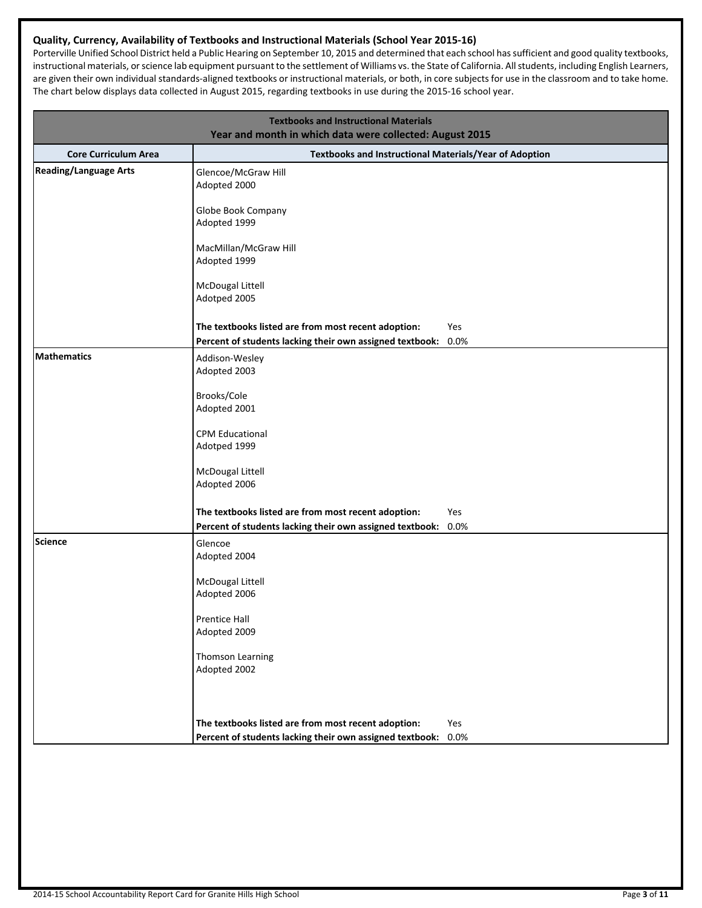### Quality, Currency, Availability of Textbooks and Instructional Materials (School Year 2015-16)

Porterville Unified School District held a Public Hearing on September 10, 2015 and determined that each school has sufficient and good quality textbooks, instructional materials, or science lab equipment pursuant to the settlement of Williams vs. the State of California. All students, including English Learners, are given their own individual standards-aligned textbooks or instructional materials, or both, in core subjects for use in the classroom and to take home. The chart below displays data collected in August 2015, regarding textbooks in use during the 2015-16 school year.

| Textbooks and Instructional Materials<br>Year and month in which data were collected: August 2015 | |
|---|---|
| **Core Curriculum Area** | **Textbooks and Instructional Materials/Year of Adoption** |
| **Reading/Language Arts** | Glencoe/McGraw Hill<br>Adopted 2000<br><br>Globe Book Company<br>Adopted 1999<br><br>MacMillan/McGraw Hill<br>Adopted 1999<br><br>McDougal Littell<br>Adotped 2005<br><br>**The textbooks listed are from most recent adoption:** Yes<br>**Percent of students lacking their own assigned textbook:** 0.0% |
| **Mathematics** | Addison-Wesley<br>Adopted 2003<br><br>Brooks/Cole<br>Adopted 2001<br><br>CPM Educational<br>Adotped 1999<br><br>McDougal Littell<br>Adopted 2006<br><br>**The textbooks listed are from most recent adoption:** Yes<br>**Percent of students lacking their own assigned textbook:** 0.0% |
| **Science** | Glencoe<br>Adopted 2004<br><br>McDougal Littell<br>Adopted 2006<br><br>Prentice Hall<br>Adopted 2009<br><br>Thomson Learning<br>Adopted 2002<br><br>**The textbooks listed are from most recent adoption:** Yes<br>**Percent of students lacking their own assigned textbook:** 0.0% |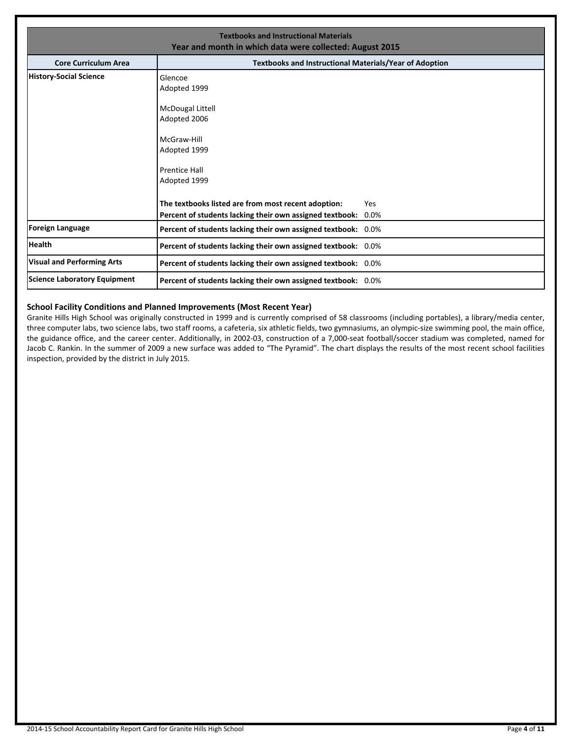| Textbooks and Instructional Materials<br>Year and month in which data were collected: August 2015 | |
|---|---|
| **Core Curriculum Area** | **Textbooks and Instructional Materials/Year of Adoption** |
| **History-Social Science** | Glencoe<br>Adopted 1999<br><br>McDougal Littell<br>Adopted 2006<br><br>McGraw-Hill<br>Adopted 1999<br><br>Prentice Hall<br>Adopted 1999<br><br>**The textbooks listed are from most recent adoption:** Yes<br>**Percent of students lacking their own assigned textbook:** 0.0% |
| **Foreign Language** | **Percent of students lacking their own assigned textbook:** 0.0% |
| **Health** | **Percent of students lacking their own assigned textbook:** 0.0% |
| **Visual and Performing Arts** | **Percent of students lacking their own assigned textbook:** 0.0% |
| **Science Laboratory Equipment** | **Percent of students lacking their own assigned textbook:** 0.0% |

### School Facility Conditions and Planned Improvements (Most Recent Year)

Granite Hills High School was originally constructed in 1999 and is currently comprised of 58 classrooms (including portables), a library/media center, three computer labs, two science labs, two staff rooms, a cafeteria, six athletic fields, two gymnasiums, an olympic-size swimming pool, the main office, the guidance office, and the career center. Additionally, in 2002-03, construction of a 7,000-seat football/soccer stadium was completed, named for Jacob C. Rankin. In the summer of 2009 a new surface was added to "The Pyramid". The chart displays the results of the most recent school facilities inspection, provided by the district in July 2015.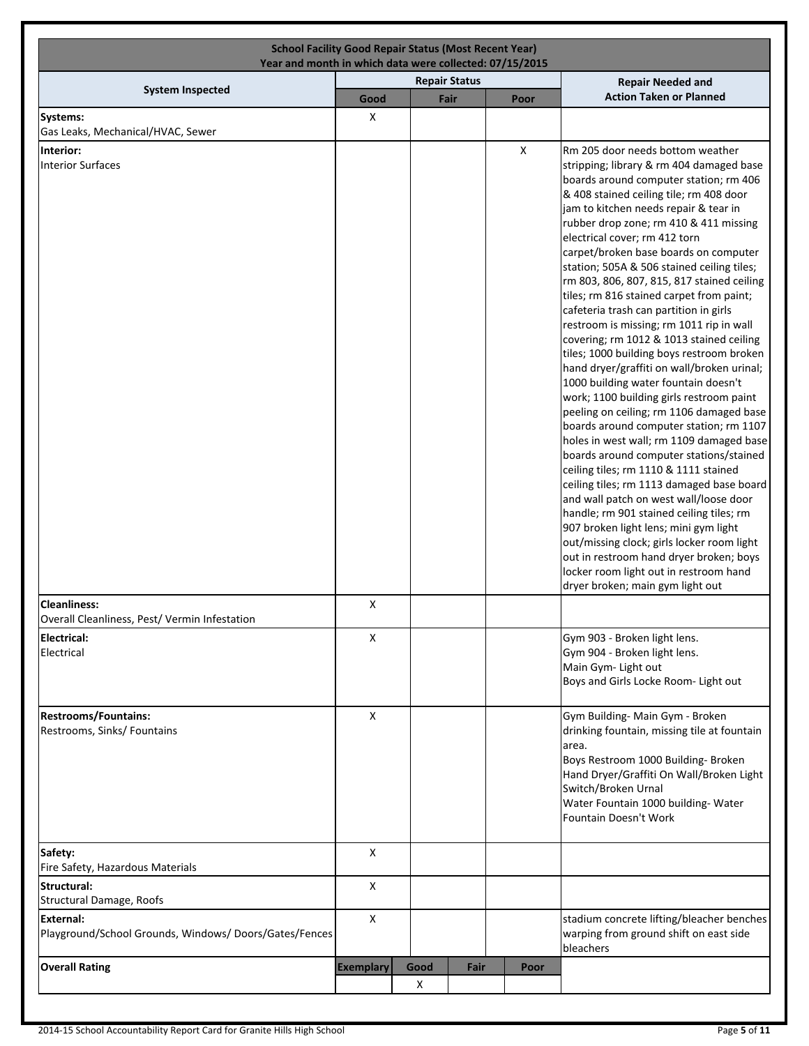| School Facility Good Repair Status (Most Recent Year)<br>Year and month in which data were collected: 07/15/2015 | | | | |
|---|---|---|---|---|
| **System Inspected** | **Repair Status** | | | **Repair Needed and Action Taken or Planned** |
| | **Good** | **Fair** | **Poor** | |
| **Systems:**<br>Gas Leaks, Mechanical/HVAC, Sewer | X | | | |
| **Interior:**<br>Interior Surfaces | | | X | Rm 205 door needs bottom weather stripping; library & rm 404 damaged base boards around computer station; rm 406 & 408 stained ceiling tile; rm 408 door jam to kitchen needs repair & tear in rubber drop zone; rm 410 & 411 missing electrical cover; rm 412 torn carpet/broken base boards on computer station; 505A & 506 stained ceiling tiles; rm 803, 806, 807, 815, 817 stained ceiling tiles; rm 816 stained carpet from paint; cafeteria trash can partition in girls restroom is missing; rm 1011 rip in wall covering; rm 1012 & 1013 stained ceiling tiles; 1000 building boys restroom broken hand dryer/graffiti on wall/broken urinal; 1000 building water fountain doesn't work; 1100 building girls restroom paint peeling on ceiling; rm 1106 damaged base boards around computer station; rm 1107 holes in west wall; rm 1109 damaged base boards around computer stations/stained ceiling tiles; rm 1110 & 1111 stained ceiling tiles; rm 1113 damaged base board and wall patch on west wall/loose door handle; rm 901 stained ceiling tiles; rm 907 broken light lens; mini gym light out/missing clock; girls locker room light out in restroom hand dryer broken; boys locker room light out in restroom hand dryer broken; main gym light out |
| **Cleanliness:**<br>Overall Cleanliness, Pest/ Vermin Infestation | X | | | |
| **Electrical:**<br>Electrical | X | | | Gym 903 - Broken light lens.<br>Gym 904 - Broken light lens.<br>Main Gym- Light out<br>Boys and Girls Locke Room- Light out |
| **Restrooms/Fountains:**<br>Restrooms, Sinks/ Fountains | X | | | Gym Building- Main Gym - Broken drinking fountain, missing tile at fountain area.<br>Boys Restroom 1000 Building- Broken Hand Dryer/Graffiti On Wall/Broken Light Switch/Broken Urnal<br>Water Fountain 1000 building- Water Fountain Doesn't Work |
| **Safety:**<br>Fire Safety, Hazardous Materials | X | | | |
| **Structural:**<br>Structural Damage, Roofs | X | | | |
| **External:**<br>Playground/School Grounds, Windows/ Doors/Gates/Fences | X | | | stadium concrete lifting/bleacher benches warping from ground shift on east side bleachers |

| **Overall Rating** | **Exemplary** | **Good** | **Fair** | **Poor** |
|---|---|---|---|---|
| | | X | | |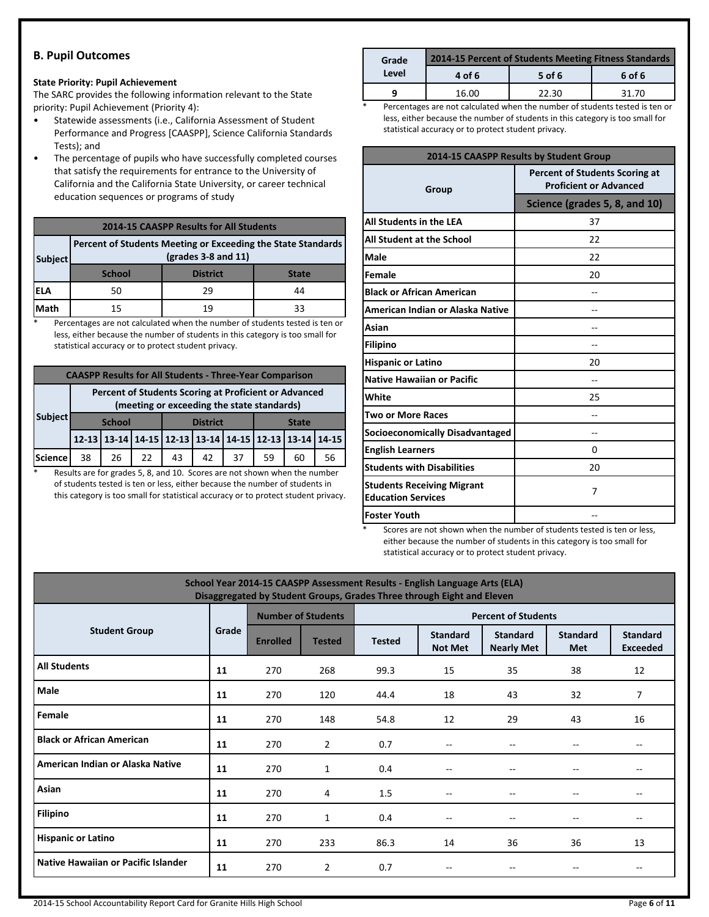## B. Pupil Outcomes

**State Priority: Pupil Achievement**

The SARC provides the following information relevant to the State priority: Pupil Achievement (Priority 4):

- Statewide assessments (i.e., California Assessment of Student Performance and Progress [CAASPP], Science California Standards Tests); and
- The percentage of pupils who have successfully completed courses that satisfy the requirements for entrance to the University of California and the California State University, or career technical education sequences or programs of study

| 2014-15 CAASPP Results for All Students | | | |
|---|---|---|---|
| Subject | Percent of Students Meeting or Exceeding the State Standards (grades 3-8 and 11) | | |
| | School | District | State |
| ELA | 50 | 29 | 44 |
| Math | 15 | 19 | 33 |

* Percentages are not calculated when the number of students tested is ten or less, either because the number of students in this category is too small for statistical accuracy or to protect student privacy.

| CAASPP Results for All Students - Three-Year Comparison | | | | | | | | | |
|---|---|---|---|---|---|---|---|---|---|
| Subject | Percent of Students Scoring at Proficient or Advanced (meeting or exceeding the state standards) | | | | | | | | |
| | School | | | District | | | State | | |
| | 12-13 | 13-14 | 14-15 | 12-13 | 13-14 | 14-15 | 12-13 | 13-14 | 14-15 |
| Science | 38 | 26 | 22 | 43 | 42 | 37 | 59 | 60 | 56 |

* Results are for grades 5, 8, and 10. Scores are not shown when the number of students tested is ten or less, either because the number of students in this category is too small for statistical accuracy or to protect student privacy.

| Grade Level | 2014-15 Percent of Students Meeting Fitness Standards | | |
|---|---|---|---|
| | 4 of 6 | 5 of 6 | 6 of 6 |
| 9 | 16.00 | 22.30 | 31.70 |

* Percentages are not calculated when the number of students tested is ten or less, either because the number of students in this category is too small for statistical accuracy or to protect student privacy.

| 2014-15 CAASPP Results by Student Group | |
|---|---|
| Group | Percent of Students Scoring at Proficient or Advanced |
| | Science (grades 5, 8, and 10) |
| All Students in the LEA | 37 |
| All Student at the School | 22 |
| Male | 22 |
| Female | 20 |
| Black or African American | -- |
| American Indian or Alaska Native | -- |
| Asian | -- |
| Filipino | -- |
| Hispanic or Latino | 20 |
| Native Hawaiian or Pacific | -- |
| White | 25 |
| Two or More Races | -- |
| Socioeconomically Disadvantaged | -- |
| English Learners | 0 |
| Students with Disabilities | 20 |
| Students Receiving Migrant Education Services | 7 |
| Foster Youth | -- |

* Scores are not shown when the number of students tested is ten or less, either because the number of students in this category is too small for statistical accuracy or to protect student privacy.

| School Year 2014-15 CAASPP Assessment Results - English Language Arts (ELA) Disaggregated by Student Groups, Grades Three through Eight and Eleven | | | | | | | | |
|---|---|---|---|---|---|---|---|---|
| Student Group | Grade | Number of Students | | Percent of Students | | | | |
| | | Enrolled | Tested | Tested | Standard Not Met | Standard Nearly Met | Standard Met | Standard Exceeded |
| All Students | 11 | 270 | 268 | 99.3 | 15 | 35 | 38 | 12 |
| Male | 11 | 270 | 120 | 44.4 | 18 | 43 | 32 | 7 |
| Female | 11 | 270 | 148 | 54.8 | 12 | 29 | 43 | 16 |
| Black or African American | 11 | 270 | 2 | 0.7 | -- | -- | -- | -- |
| American Indian or Alaska Native | 11 | 270 | 1 | 0.4 | -- | -- | -- | -- |
| Asian | 11 | 270 | 4 | 1.5 | -- | -- | -- | -- |
| Filipino | 11 | 270 | 1 | 0.4 | -- | -- | -- | -- |
| Hispanic or Latino | 11 | 270 | 233 | 86.3 | 14 | 36 | 36 | 13 |
| Native Hawaiian or Pacific Islander | 11 | 270 | 2 | 0.7 | -- | -- | -- | -- |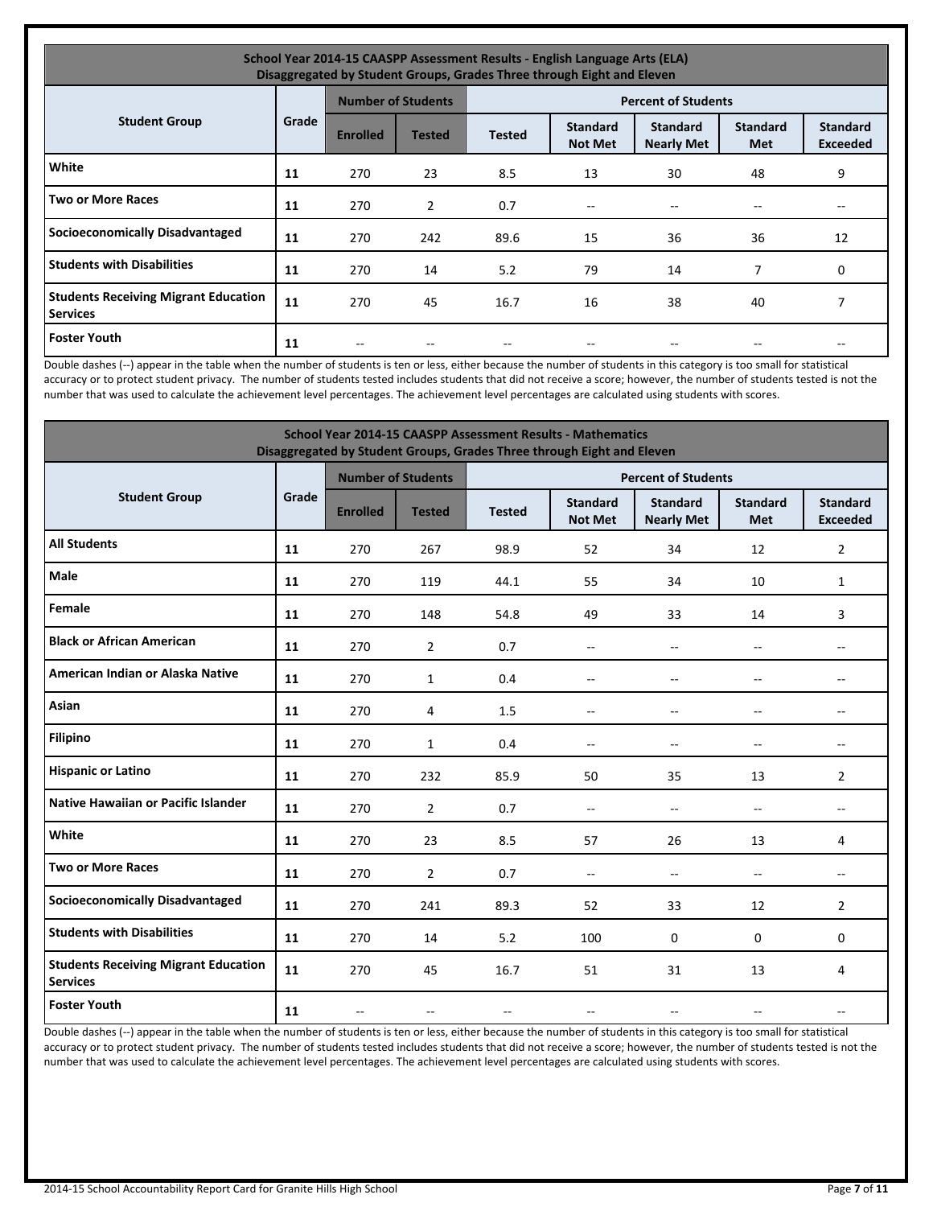| School Year 2014-15 CAASPP Assessment Results - English Language Arts (ELA) Disaggregated by Student Groups, Grades Three through Eight and Eleven | | | | | | | | |
|---|---|---|---|---|---|---|---|---|
| Student Group | Grade | Number of Students | | Percent of Students | | | | |
| | | Enrolled | Tested | Tested | Standard Not Met | Standard Nearly Met | Standard Met | Standard Exceeded |
| White | 11 | 270 | 23 | 8.5 | 13 | 30 | 48 | 9 |
| Two or More Races | 11 | 270 | 2 | 0.7 | -- | -- | -- | -- |
| Socioeconomically Disadvantaged | 11 | 270 | 242 | 89.6 | 15 | 36 | 36 | 12 |
| Students with Disabilities | 11 | 270 | 14 | 5.2 | 79 | 14 | 7 | 0 |
| Students Receiving Migrant Education Services | 11 | 270 | 45 | 16.7 | 16 | 38 | 40 | 7 |
| Foster Youth | 11 | -- | -- | -- | -- | -- | -- | -- |

Double dashes (--) appear in the table when the number of students is ten or less, either because the number of students in this category is too small for statistical accuracy or to protect student privacy. The number of students tested includes students that did not receive a score; however, the number of students tested is not the number that was used to calculate the achievement level percentages. The achievement level percentages are calculated using students with scores.

| School Year 2014-15 CAASPP Assessment Results - Mathematics Disaggregated by Student Groups, Grades Three through Eight and Eleven | | | | | | | | |
|---|---|---|---|---|---|---|---|---|
| Student Group | Grade | Number of Students | | Percent of Students | | | | |
| | | Enrolled | Tested | Tested | Standard Not Met | Standard Nearly Met | Standard Met | Standard Exceeded |
| All Students | 11 | 270 | 267 | 98.9 | 52 | 34 | 12 | 2 |
| Male | 11 | 270 | 119 | 44.1 | 55 | 34 | 10 | 1 |
| Female | 11 | 270 | 148 | 54.8 | 49 | 33 | 14 | 3 |
| Black or African American | 11 | 270 | 2 | 0.7 | -- | -- | -- | -- |
| American Indian or Alaska Native | 11 | 270 | 1 | 0.4 | -- | -- | -- | -- |
| Asian | 11 | 270 | 4 | 1.5 | -- | -- | -- | -- |
| Filipino | 11 | 270 | 1 | 0.4 | -- | -- | -- | -- |
| Hispanic or Latino | 11 | 270 | 232 | 85.9 | 50 | 35 | 13 | 2 |
| Native Hawaiian or Pacific Islander | 11 | 270 | 2 | 0.7 | -- | -- | -- | -- |
| White | 11 | 270 | 23 | 8.5 | 57 | 26 | 13 | 4 |
| Two or More Races | 11 | 270 | 2 | 0.7 | -- | -- | -- | -- |
| Socioeconomically Disadvantaged | 11 | 270 | 241 | 89.3 | 52 | 33 | 12 | 2 |
| Students with Disabilities | 11 | 270 | 14 | 5.2 | 100 | 0 | 0 | 0 |
| Students Receiving Migrant Education Services | 11 | 270 | 45 | 16.7 | 51 | 31 | 13 | 4 |
| Foster Youth | 11 | -- | -- | -- | -- | -- | -- | -- |

Double dashes (--) appear in the table when the number of students is ten or less, either because the number of students in this category is too small for statistical accuracy or to protect student privacy. The number of students tested includes students that did not receive a score; however, the number of students tested is not the number that was used to calculate the achievement level percentages. The achievement level percentages are calculated using students with scores.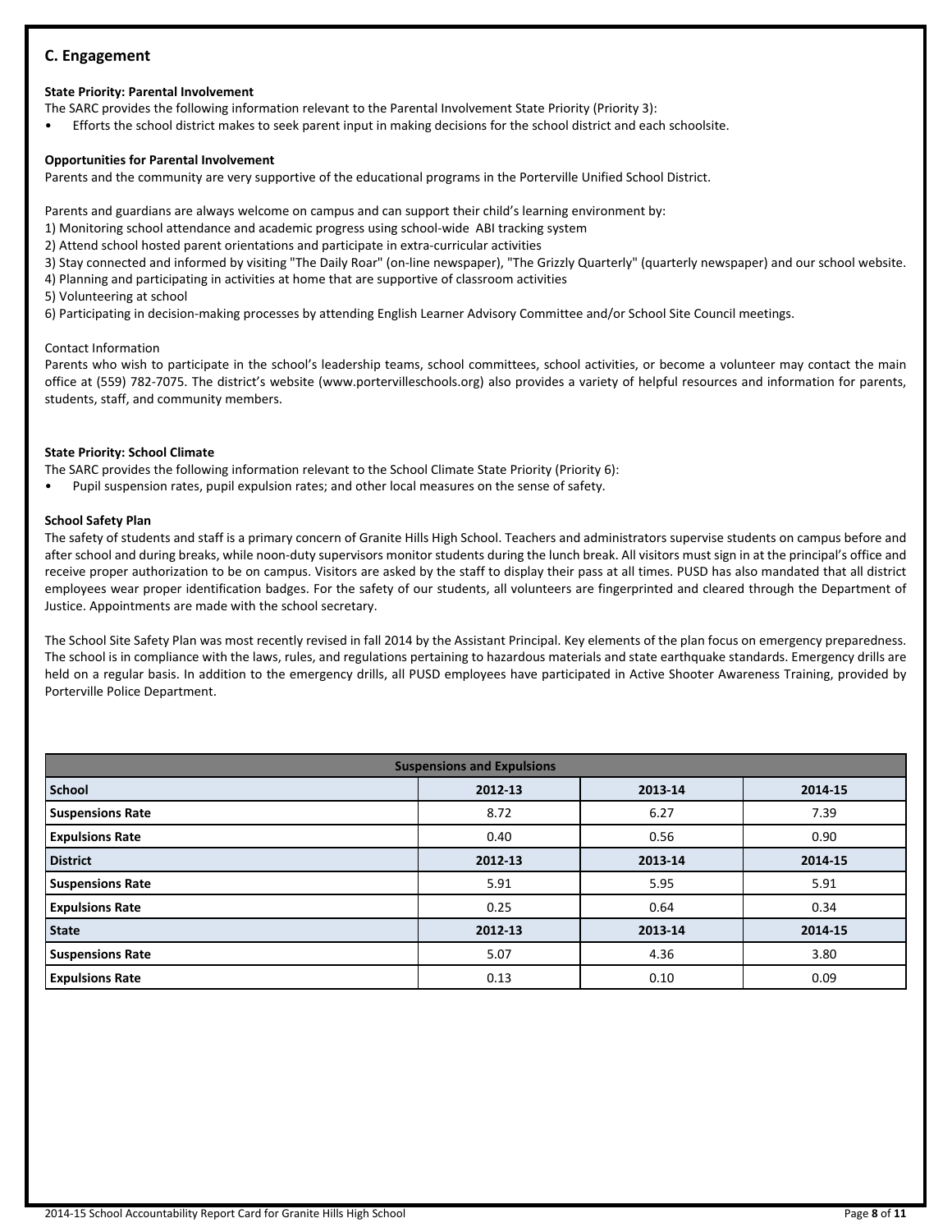## C. Engagement

**State Priority: Parental Involvement**

The SARC provides the following information relevant to the Parental Involvement State Priority (Priority 3):

- Efforts the school district makes to seek parent input in making decisions for the school district and each schoolsite.

**Opportunities for Parental Involvement**

Parents and the community are very supportive of the educational programs in the Porterville Unified School District.

Parents and guardians are always welcome on campus and can support their child's learning environment by:

1) Monitoring school attendance and academic progress using school-wide ABI tracking system
2) Attend school hosted parent orientations and participate in extra-curricular activities
3) Stay connected and informed by visiting "The Daily Roar" (on-line newspaper), "The Grizzly Quarterly" (quarterly newspaper) and our school website.
4) Planning and participating in activities at home that are supportive of classroom activities
5) Volunteering at school
6) Participating in decision-making processes by attending English Learner Advisory Committee and/or School Site Council meetings.

Contact Information

Parents who wish to participate in the school's leadership teams, school committees, school activities, or become a volunteer may contact the main office at (559) 782-7075. The district's website (www.portervilleschools.org) also provides a variety of helpful resources and information for parents, students, staff, and community members.

**State Priority: School Climate**

The SARC provides the following information relevant to the School Climate State Priority (Priority 6):

- Pupil suspension rates, pupil expulsion rates; and other local measures on the sense of safety.

**School Safety Plan**

The safety of students and staff is a primary concern of Granite Hills High School. Teachers and administrators supervise students on campus before and after school and during breaks, while noon-duty supervisors monitor students during the lunch break. All visitors must sign in at the principal's office and receive proper authorization to be on campus. Visitors are asked by the staff to display their pass at all times. PUSD has also mandated that all district employees wear proper identification badges. For the safety of our students, all volunteers are fingerprinted and cleared through the Department of Justice. Appointments are made with the school secretary.

The School Site Safety Plan was most recently revised in fall 2014 by the Assistant Principal. Key elements of the plan focus on emergency preparedness. The school is in compliance with the laws, rules, and regulations pertaining to hazardous materials and state earthquake standards. Emergency drills are held on a regular basis. In addition to the emergency drills, all PUSD employees have participated in Active Shooter Awareness Training, provided by Porterville Police Department.

| Suspensions and Expulsions | | | |
|---|---|---|---|
| **School** | **2012-13** | **2013-14** | **2014-15** |
| **Suspensions Rate** | 8.72 | 6.27 | 7.39 |
| **Expulsions Rate** | 0.40 | 0.56 | 0.90 |
| **District** | **2012-13** | **2013-14** | **2014-15** |
| **Suspensions Rate** | 5.91 | 5.95 | 5.91 |
| **Expulsions Rate** | 0.25 | 0.64 | 0.34 |
| **State** | **2012-13** | **2013-14** | **2014-15** |
| **Suspensions Rate** | 5.07 | 4.36 | 3.80 |
| **Expulsions Rate** | 0.13 | 0.10 | 0.09 |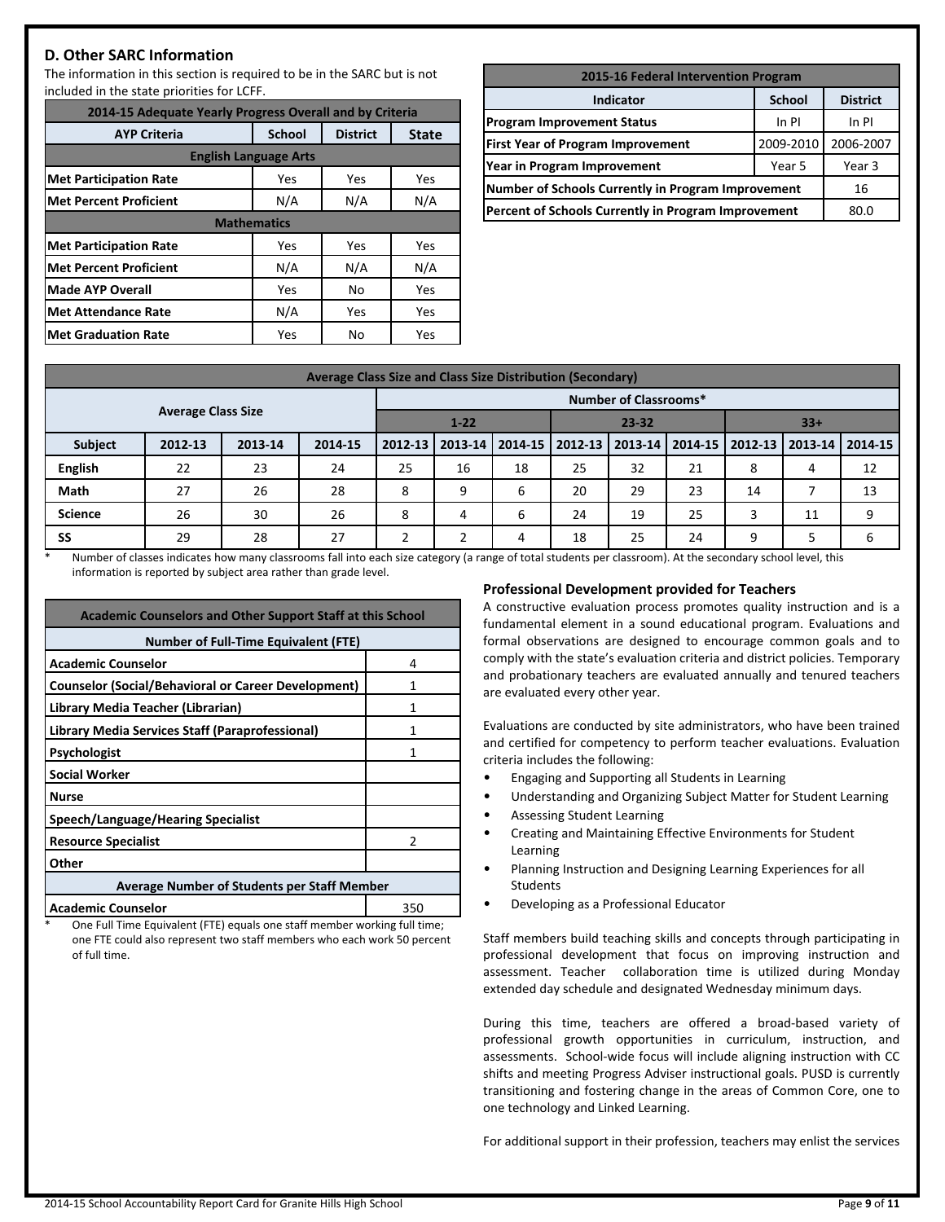## D. Other SARC Information

The information in this section is required to be in the SARC but is not included in the state priorities for LCFF.

| 2014-15 Adequate Yearly Progress Overall and by Criteria | | | |
|---|---|---|---|
| **AYP Criteria** | **School** | **District** | **State** |
| **English Language Arts** | | | |
| Met Participation Rate | Yes | Yes | Yes |
| Met Percent Proficient | N/A | N/A | N/A |
| **Mathematics** | | | |
| Met Participation Rate | Yes | Yes | Yes |
| Met Percent Proficient | N/A | N/A | N/A |
| Made AYP Overall | Yes | No | Yes |
| Met Attendance Rate | N/A | Yes | Yes |
| Met Graduation Rate | Yes | No | Yes |

| 2015-16 Federal Intervention Program | | |
|---|---|---|
| **Indicator** | **School** | **District** |
| Program Improvement Status | In PI | In PI |
| First Year of Program Improvement | 2009-2010 | 2006-2007 |
| Year in Program Improvement | Year 5 | Year 3 |
| Number of Schools Currently in Program Improvement | | 16 |
| Percent of Schools Currently in Program Improvement | | 80.0 |

| Average Class Size and Class Size Distribution (Secondary) | | | | | | | | | | | | |
|---|---|---|---|---|---|---|---|---|---|---|---|---|
| | Average Class Size | | | Number of Classrooms* | | | | | | | | |
| | | | | 1-22 | | | 23-32 | | | 33+ | | |
| **Subject** | **2012-13** | **2013-14** | **2014-15** | **2012-13** | **2013-14** | **2014-15** | **2012-13** | **2013-14** | **2014-15** | **2012-13** | **2013-14** | **2014-15** |
| English | 22 | 23 | 24 | 25 | 16 | 18 | 25 | 32 | 21 | 8 | 4 | 12 |
| Math | 27 | 26 | 28 | 8 | 9 | 6 | 20 | 29 | 23 | 14 | 7 | 13 |
| Science | 26 | 30 | 26 | 8 | 4 | 6 | 24 | 19 | 25 | 3 | 11 | 9 |
| SS | 29 | 28 | 27 | 2 | 2 | 4 | 18 | 25 | 24 | 9 | 5 | 6 |

\* Number of classes indicates how many classrooms fall into each size category (a range of total students per classroom). At the secondary school level, this information is reported by subject area rather than grade level.

| Academic Counselors and Other Support Staff at this School | |
|---|---|
| **Number of Full-Time Equivalent (FTE)** | |
| Academic Counselor | 4 |
| Counselor (Social/Behavioral or Career Development) | 1 |
| Library Media Teacher (Librarian) | 1 |
| Library Media Services Staff (Paraprofessional) | 1 |
| Psychologist | 1 |
| Social Worker | |
| Nurse | |
| Speech/Language/Hearing Specialist | |
| Resource Specialist | 2 |
| Other | |
| **Average Number of Students per Staff Member** | |
| Academic Counselor | 350 |

\* One Full Time Equivalent (FTE) equals one staff member working full time; one FTE could also represent two staff members who each work 50 percent of full time.

### Professional Development provided for Teachers

A constructive evaluation process promotes quality instruction and is a fundamental element in a sound educational program. Evaluations and formal observations are designed to encourage common goals and to comply with the state's evaluation criteria and district policies. Temporary and probationary teachers are evaluated annually and tenured teachers are evaluated every other year.

Evaluations are conducted by site administrators, who have been trained and certified for competency to perform teacher evaluations. Evaluation criteria includes the following:

- Engaging and Supporting all Students in Learning
- Understanding and Organizing Subject Matter for Student Learning
- Assessing Student Learning
- Creating and Maintaining Effective Environments for Student Learning
- Planning Instruction and Designing Learning Experiences for all Students
- Developing as a Professional Educator

Staff members build teaching skills and concepts through participating in professional development that focus on improving instruction and assessment. Teacher collaboration time is utilized during Monday extended day schedule and designated Wednesday minimum days.

During this time, teachers are offered a broad-based variety of professional growth opportunities in curriculum, instruction, and assessments. School-wide focus will include aligning instruction with CC shifts and meeting Progress Adviser instructional goals. PUSD is currently transitioning and fostering change in the areas of Common Core, one to one technology and Linked Learning.

For additional support in their profession, teachers may enlist the services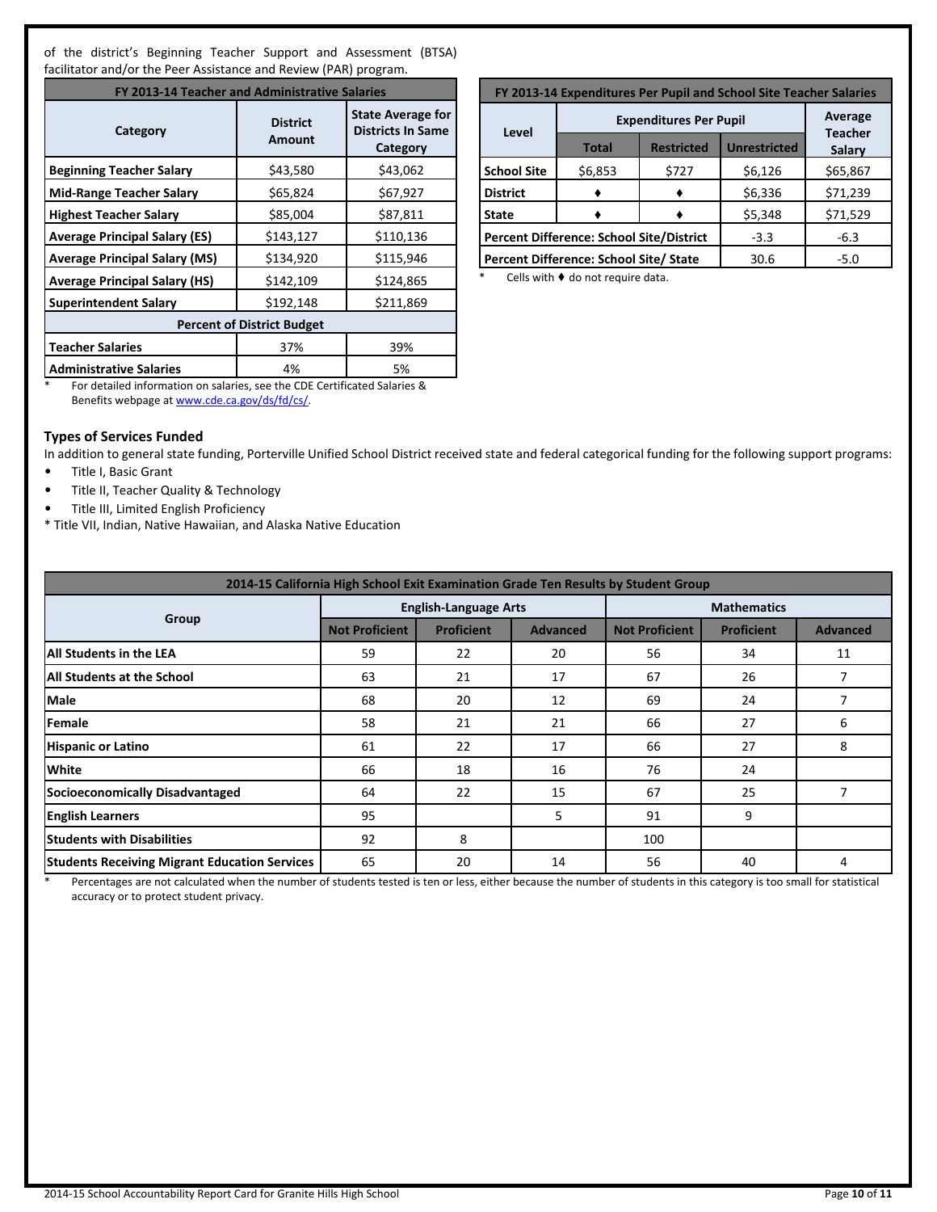of the district's Beginning Teacher Support and Assessment (BTSA) facilitator and/or the Peer Assistance and Review (PAR) program.

| FY 2013-14 Teacher and Administrative Salaries | | |
|---|---|---|
| Category | District Amount | State Average for Districts In Same Category |
| Beginning Teacher Salary | $43,580 | $43,062 |
| Mid-Range Teacher Salary | $65,824 | $67,927 |
| Highest Teacher Salary | $85,004 | $87,811 |
| Average Principal Salary (ES) | $143,127 | $110,136 |
| Average Principal Salary (MS) | $134,920 | $115,946 |
| Average Principal Salary (HS) | $142,109 | $124,865 |
| Superintendent Salary | $192,148 | $211,869 |
| **Percent of District Budget** | | |
| Teacher Salaries | 37% | 39% |
| Administrative Salaries | 4% | 5% |

\* For detailed information on salaries, see the CDE Certificated Salaries & Benefits webpage at www.cde.ca.gov/ds/fd/cs/.

| FY 2013-14 Expenditures Per Pupil and School Site Teacher Salaries | | | | |
|---|---|---|---|---|
| Level | Expenditures Per Pupil | | | Average Teacher Salary |
| | Total | Restricted | Unrestricted | |
| School Site | $6,853 | $727 | $6,126 | $65,867 |
| District | ♦ | ♦ | $6,336 | $71,239 |
| State | ♦ | ♦ | $5,348 | $71,529 |
| Percent Difference: School Site/District | | | -3.3 | -6.3 |
| Percent Difference: School Site/ State | | | 30.6 | -5.0 |

\* Cells with ♦ do not require data.

### Types of Services Funded

In addition to general state funding, Porterville Unified School District received state and federal categorical funding for the following support programs:

- Title I, Basic Grant
- Title II, Teacher Quality & Technology
- Title III, Limited English Proficiency

\* Title VII, Indian, Native Hawaiian, and Alaska Native Education

| 2014-15 California High School Exit Examination Grade Ten Results by Student Group | | | | | | |
|---|---|---|---|---|---|---|
| Group | English-Language Arts | | | Mathematics | | |
| | Not Proficient | Proficient | Advanced | Not Proficient | Proficient | Advanced |
| All Students in the LEA | 59 | 22 | 20 | 56 | 34 | 11 |
| All Students at the School | 63 | 21 | 17 | 67 | 26 | 7 |
| Male | 68 | 20 | 12 | 69 | 24 | 7 |
| Female | 58 | 21 | 21 | 66 | 27 | 6 |
| Hispanic or Latino | 61 | 22 | 17 | 66 | 27 | 8 |
| White | 66 | 18 | 16 | 76 | 24 | |
| Socioeconomically Disadvantaged | 64 | 22 | 15 | 67 | 25 | 7 |
| English Learners | 95 | | 5 | 91 | 9 | |
| Students with Disabilities | 92 | 8 | | 100 | | |
| Students Receiving Migrant Education Services | 65 | 20 | 14 | 56 | 40 | 4 |

\* Percentages are not calculated when the number of students tested is ten or less, either because the number of students in this category is too small for statistical accuracy or to protect student privacy.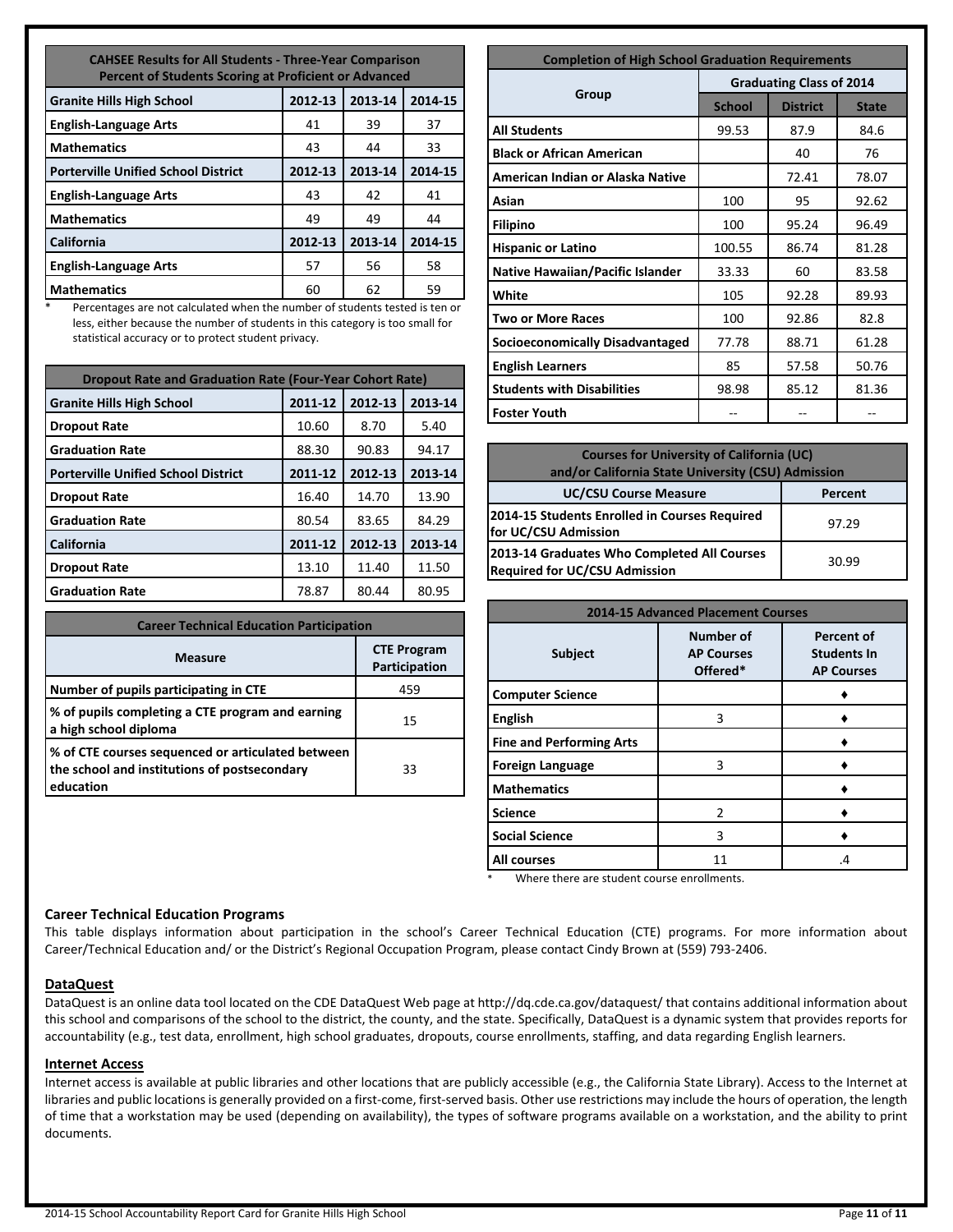| CAHSEE Results for All Students - Three-Year Comparison Percent of Students Scoring at Proficient or Advanced | | | |
|---|---|---|---|
| **Granite Hills High School** | **2012-13** | **2013-14** | **2014-15** |
| English-Language Arts | 41 | 39 | 37 |
| Mathematics | 43 | 44 | 33 |
| **Porterville Unified School District** | **2012-13** | **2013-14** | **2014-15** |
| English-Language Arts | 43 | 42 | 41 |
| Mathematics | 49 | 49 | 44 |
| **California** | **2012-13** | **2013-14** | **2014-15** |
| English-Language Arts | 57 | 56 | 58 |
| Mathematics | 60 | 62 | 59 |

\* Percentages are not calculated when the number of students tested is ten or less, either because the number of students in this category is too small for statistical accuracy or to protect student privacy.

| Dropout Rate and Graduation Rate (Four-Year Cohort Rate) | | | |
|---|---|---|---|
| **Granite Hills High School** | **2011-12** | **2012-13** | **2013-14** |
| Dropout Rate | 10.60 | 8.70 | 5.40 |
| Graduation Rate | 88.30 | 90.83 | 94.17 |
| **Porterville Unified School District** | **2011-12** | **2012-13** | **2013-14** |
| Dropout Rate | 16.40 | 14.70 | 13.90 |
| Graduation Rate | 80.54 | 83.65 | 84.29 |
| **California** | **2011-12** | **2012-13** | **2013-14** |
| Dropout Rate | 13.10 | 11.40 | 11.50 |
| Graduation Rate | 78.87 | 80.44 | 80.95 |

| Career Technical Education Participation | |
|---|---|
| **Measure** | **CTE Program Participation** |
| Number of pupils participating in CTE | 459 |
| % of pupils completing a CTE program and earning a high school diploma | 15 |
| % of CTE courses sequenced or articulated between the school and institutions of postsecondary education | 33 |

| Completion of High School Graduation Requirements | | | |
|---|---|---|---|
| **Group** | **Graduating Class of 2014** | | |
| | **School** | **District** | **State** |
| All Students | 99.53 | 87.9 | 84.6 |
| Black or African American | | 40 | 76 |
| American Indian or Alaska Native | | 72.41 | 78.07 |
| Asian | 100 | 95 | 92.62 |
| Filipino | 100 | 95.24 | 96.49 |
| Hispanic or Latino | 100.55 | 86.74 | 81.28 |
| Native Hawaiian/Pacific Islander | 33.33 | 60 | 83.58 |
| White | 105 | 92.28 | 89.93 |
| Two or More Races | 100 | 92.86 | 82.8 |
| Socioeconomically Disadvantaged | 77.78 | 88.71 | 61.28 |
| English Learners | 85 | 57.58 | 50.76 |
| Students with Disabilities | 98.98 | 85.12 | 81.36 |
| Foster Youth | -- | -- | -- |

| Courses for University of California (UC) and/or California State University (CSU) Admission | |
|---|---|
| **UC/CSU Course Measure** | **Percent** |
| 2014-15 Students Enrolled in Courses Required for UC/CSU Admission | 97.29 |
| 2013-14 Graduates Who Completed All Courses Required for UC/CSU Admission | 30.99 |

| 2014-15 Advanced Placement Courses | | |
|---|---|---|
| **Subject** | **Number of AP Courses Offered*** | **Percent of Students In AP Courses** |
| Computer Science | | ♦ |
| English | 3 | ♦ |
| Fine and Performing Arts | | ♦ |
| Foreign Language | 3 | ♦ |
| Mathematics | | ♦ |
| Science | 2 | ♦ |
| Social Science | 3 | ♦ |
| All courses | 11 | .4 |

\* Where there are student course enrollments.

### Career Technical Education Programs

This table displays information about participation in the school's Career Technical Education (CTE) programs. For more information about Career/Technical Education and/ or the District's Regional Occupation Program, please contact Cindy Brown at (559) 793-2406.

### DataQuest

DataQuest is an online data tool located on the CDE DataQuest Web page at http://dq.cde.ca.gov/dataquest/ that contains additional information about this school and comparisons of the school to the district, the county, and the state. Specifically, DataQuest is a dynamic system that provides reports for accountability (e.g., test data, enrollment, high school graduates, dropouts, course enrollments, staffing, and data regarding English learners.

### Internet Access

Internet access is available at public libraries and other locations that are publicly accessible (e.g., the California State Library). Access to the Internet at libraries and public locations is generally provided on a first-come, first-served basis. Other use restrictions may include the hours of operation, the length of time that a workstation may be used (depending on availability), the types of software programs available on a workstation, and the ability to print documents.